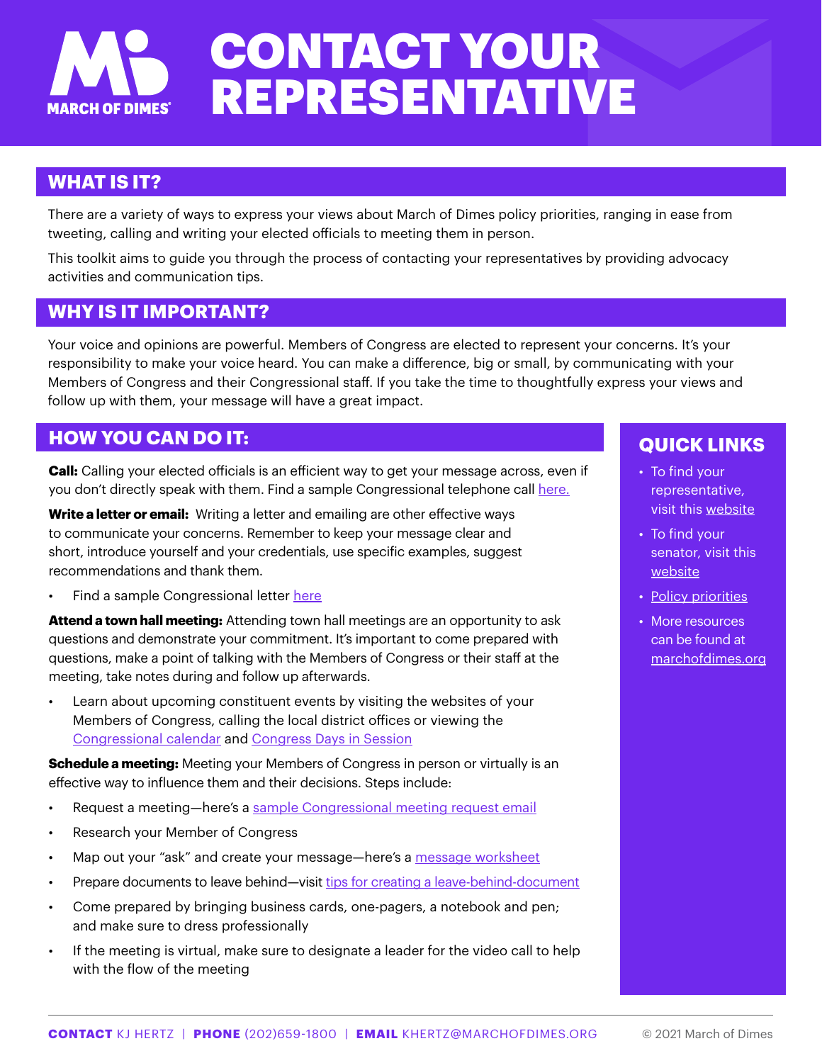MARCH OF DIMES

# CONTACT YOUR REPRESENTATIVE

## WHAT IS IT?

There are a variety of ways to express your views about March of Dimes policy priorities, ranging in ease from tweeting, calling and writing your elected officials to meeting them in person.

This toolkit aims to guide you through the process of contacting your representatives by providing advocacy activities and communication tips.

## WHY IS IT IMPORTANT?

Your voice and opinions are powerful. Members of Congress are elected to represent your concerns. It's your responsibility to make your voice heard. You can make a difference, big or small, by communicating with your Members of Congress and their Congressional staff. If you take the time to thoughtfully express your views and follow up with them, your message will have a great impact.

## HOW YOU CAN DO IT:

**Call:** Calling your elected officials is an efficient way to get your message across, even if you don't directly speak with them. Find a sample Congressional telephone call here.

**Write a letter or email:** Writing a letter and emailing are other effective ways to communicate your concerns. Remember to keep your message clear and short, introduce yourself and your credentials, use specific examples, suggest recommendations and thank them.

- Find a sample Congressional letter here

**Attend a town hall meeting:** Attending town hall meetings are an opportunity to ask questions and demonstrate your commitment. It's important to come prepared with questions, make a point of talking with the Members of Congress or their staff at the meeting, take notes during and follow up afterwards.

- Learn about upcoming constituent events by visiting the websites of your Members of Congress, calling the local district offices or viewing the Congressional calendar and Congress Days in Session

**Schedule a meeting:** Meeting your Members of Congress in person or virtually is an effective way to influence them and their decisions. Steps include:

- Request a meeting—here's a sample Congressional meeting request email
- Research your Member of Congress
- Map out your "ask" and create your message—here's a message worksheet
- Prepare documents to leave behind—visit tips for creating a leave-behind-document
- Come prepared by bringing business cards, one-pagers, a notebook and pen; and make sure to dress professionally
- If the meeting is virtual, make sure to designate a leader for the video call to help with the flow of the meeting

## QUICK LINKS

- To find your representative, visit this website
- To find your senator, visit this website
- Policy priorities
- More resources can be found at marchofdimes.org

**CONTACT** KJ HERTZ | **PHONE** (202)659-1800 | **EMAIL** KHERTZ@MARCHOFDIMES.ORG

© 2021 March of Dimes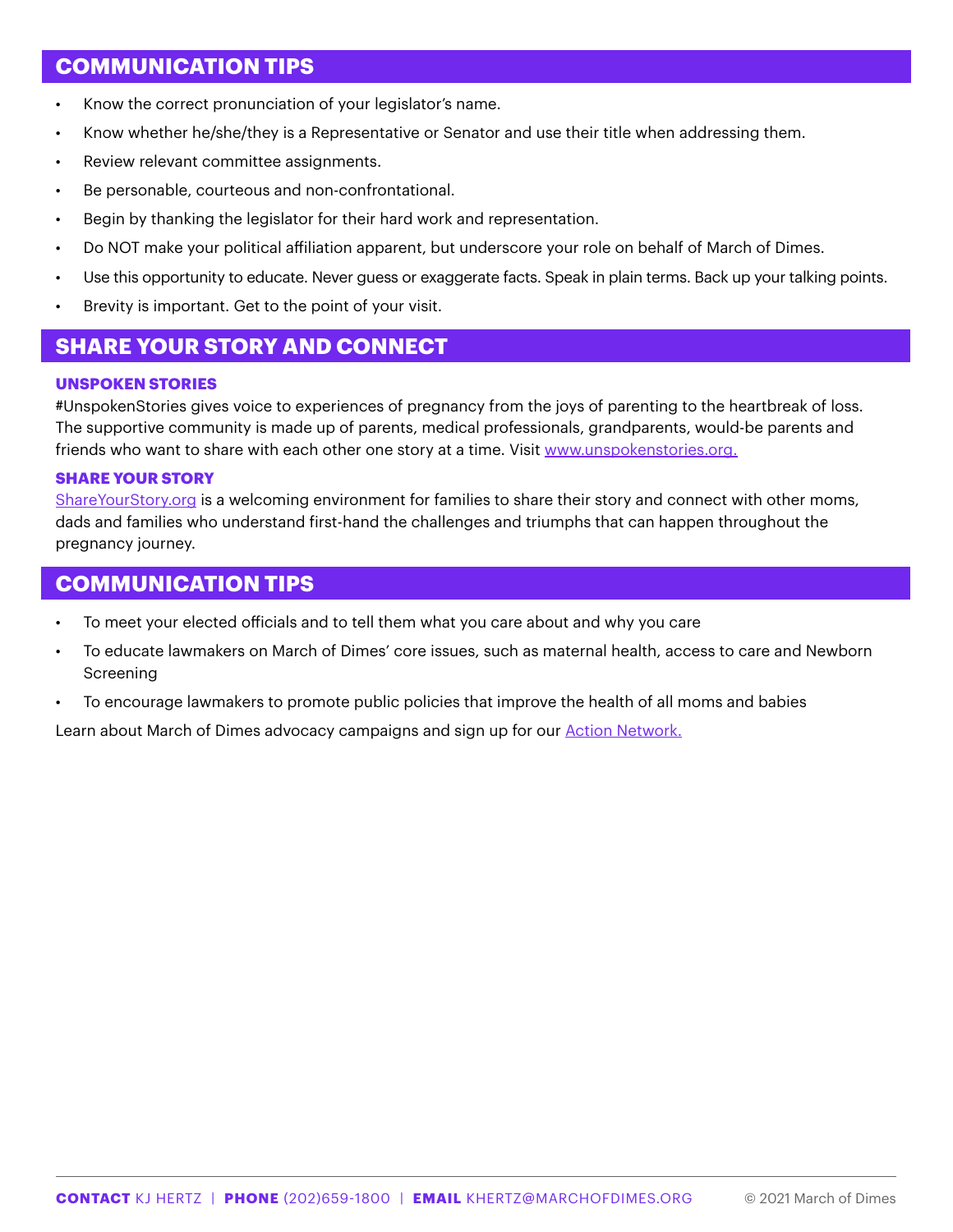## COMMUNICATION TIPS

- Know the correct pronunciation of your legislator's name.
- Know whether he/she/they is a Representative or Senator and use their title when addressing them.
- Review relevant committee assignments.
- Be personable, courteous and non-confrontational.
- Begin by thanking the legislator for their hard work and representation.
- Do NOT make your political affiliation apparent, but underscore your role on behalf of March of Dimes.
- Use this opportunity to educate. Never guess or exaggerate facts. Speak in plain terms. Back up your talking points.
- Brevity is important. Get to the point of your visit.

## SHARE YOUR STORY AND CONNECT

### UNSPOKEN STORIES

#UnspokenStories gives voice to experiences of pregnancy from the joys of parenting to the heartbreak of loss. The supportive community is made up of parents, medical professionals, grandparents, would-be parents and friends who want to share with each other one story at a time. Visit www.unspokenstories.org.

### SHARE YOUR STORY

ShareYourStory.org is a welcoming environment for families to share their story and connect with other moms, dads and families who understand first-hand the challenges and triumphs that can happen throughout the pregnancy journey.

## COMMUNICATION TIPS

- To meet your elected officials and to tell them what you care about and why you care
- To educate lawmakers on March of Dimes' core issues, such as maternal health, access to care and Newborn Screening
- To encourage lawmakers to promote public policies that improve the health of all moms and babies

Learn about March of Dimes advocacy campaigns and sign up for our Action Network.

**CONTACT** KJ HERTZ | **PHONE** (202)659-1800 | **EMAIL** KHERTZ@MARCHOFDIMES.ORG

© 2021 March of Dimes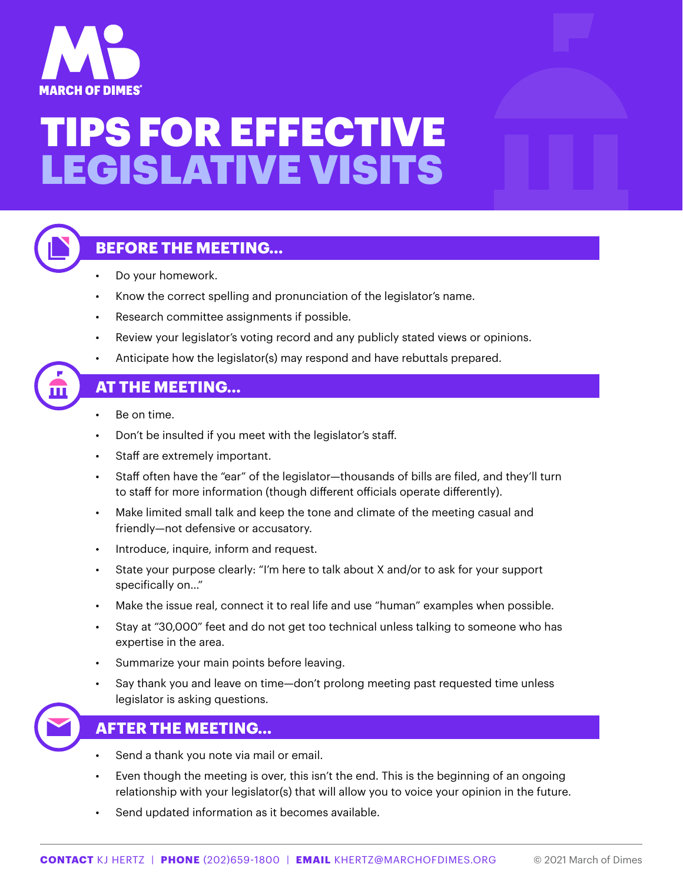MARCH OF DIMES

# TIPS FOR EFFECTIVE LEGISLATIVE VISITS

## BEFORE THE MEETING...

- Do your homework.
- Know the correct spelling and pronunciation of the legislator's name.
- Research committee assignments if possible.
- Review your legislator's voting record and any publicly stated views or opinions.
- Anticipate how the legislator(s) may respond and have rebuttals prepared.

## AT THE MEETING...

- Be on time.
- Don't be insulted if you meet with the legislator's staff.
- Staff are extremely important.
- Staff often have the "ear" of the legislator—thousands of bills are filed, and they'll turn to staff for more information (though different officials operate differently).
- Make limited small talk and keep the tone and climate of the meeting casual and friendly—not defensive or accusatory.
- Introduce, inquire, inform and request.
- State your purpose clearly: "I'm here to talk about X and/or to ask for your support specifically on..."
- Make the issue real, connect it to real life and use "human" examples when possible.
- Stay at "30,000" feet and do not get too technical unless talking to someone who has expertise in the area.
- Summarize your main points before leaving.
- Say thank you and leave on time—don't prolong meeting past requested time unless legislator is asking questions.

## AFTER THE MEETING...

- Send a thank you note via mail or email.
- Even though the meeting is over, this isn't the end. This is the beginning of an ongoing relationship with your legislator(s) that will allow you to voice your opinion in the future.
- Send updated information as it becomes available.

**CONTACT** KJ HERTZ | **PHONE** (202)659-1800 | **EMAIL** KHERTZ@MARCHOFDIMES.ORG

© 2021 March of Dimes